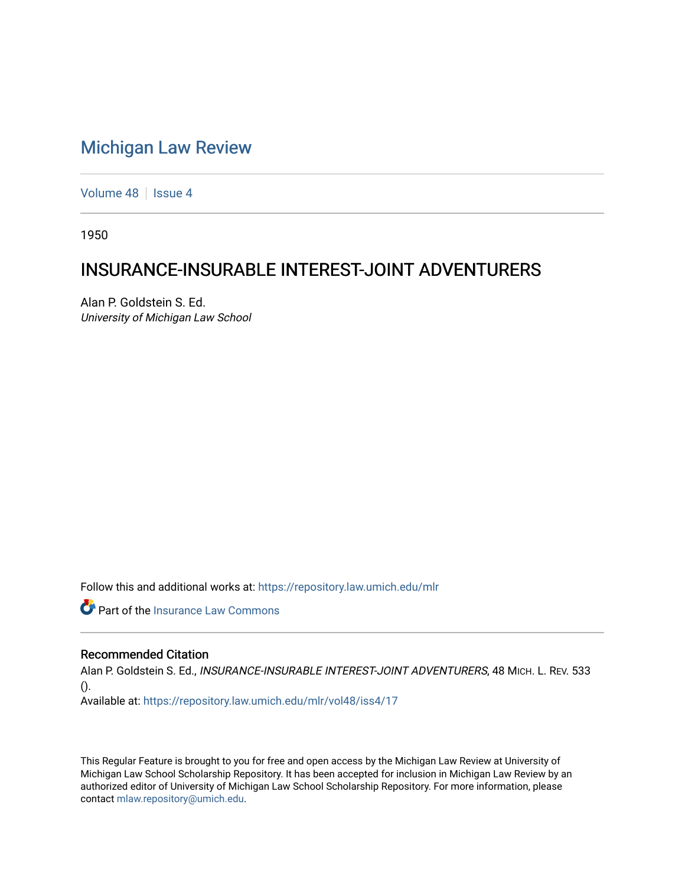# Michigan Law Review

Volume 48 | Issue 4

1950

## INSURANCE-INSURABLE INTEREST-JOINT ADVENTURERS

Alan P. Goldstein S. Ed.
*University of Michigan Law School*

Follow this and additional works at: https://repository.law.umich.edu/mlr

Part of the Insurance Law Commons

### Recommended Citation

Alan P. Goldstein S. Ed., *INSURANCE-INSURABLE INTEREST-JOINT ADVENTURERS*, 48 MICH. L. REV. 533 ().
Available at: https://repository.law.umich.edu/mlr/vol48/iss4/17

This Regular Feature is brought to you for free and open access by the Michigan Law Review at University of Michigan Law School Scholarship Repository. It has been accepted for inclusion in Michigan Law Review by an authorized editor of University of Michigan Law School Scholarship Repository. For more information, please contact mlaw.repository@umich.edu.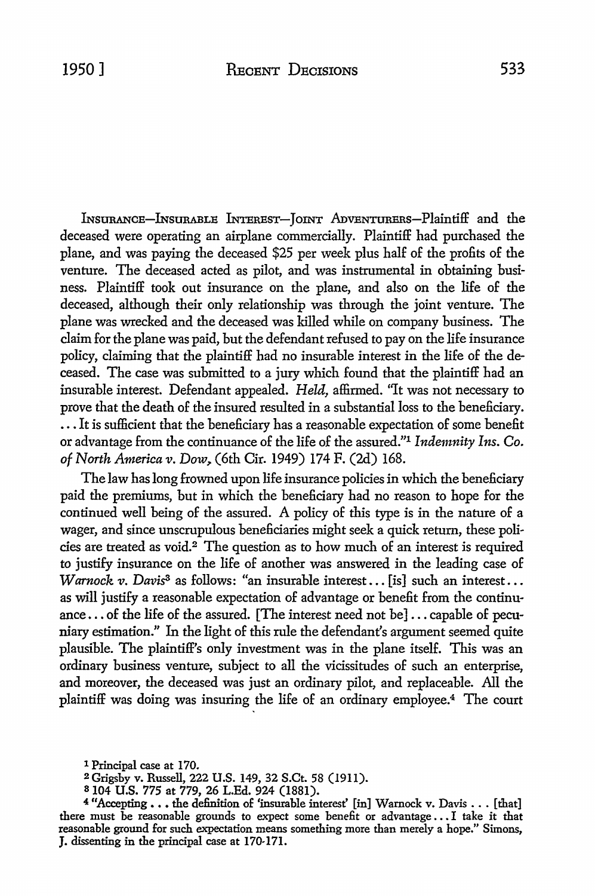INSURANCE—INSURABLE INTEREST—JOINT ADVENTURERS—Plaintiff and the deceased were operating an airplane commercially. Plaintiff had purchased the plane, and was paying the deceased $25 per week plus half of the profits of the venture. The deceased acted as pilot, and was instrumental in obtaining business. Plaintiff took out insurance on the plane, and also on the life of the deceased, although their only relationship was through the joint venture. The plane was wrecked and the deceased was killed while on company business. The claim for the plane was paid, but the defendant refused to pay on the life insurance policy, claiming that the plaintiff had no insurable interest in the life of the deceased. The case was submitted to a jury which found that the plaintiff had an insurable interest. Defendant appealed. *Held,* affirmed. "It was not necessary to prove that the death of the insured resulted in a substantial loss to the beneficiary. . . . It is sufficient that the beneficiary has a reasonable expectation of some benefit or advantage from the continuance of the life of the assured."[1] *Indemnity Ins. Co. of North America v. Dow,* (6th Cir. 1949) 174 F. (2d) 168.

The law has long frowned upon life insurance policies in which the beneficiary paid the premiums, but in which the beneficiary had no reason to hope for the continued well being of the assured. A policy of this type is in the nature of a wager, and since unscrupulous beneficiaries might seek a quick return, these policies are treated as void.[2] The question as to how much of an interest is required to justify insurance on the life of another was answered in the leading case of *Warnock v. Davis*[3] as follows: "an insurable interest . . . [is] such an interest . . . as will justify a reasonable expectation of advantage or benefit from the continuance . . . of the life of the assured. [The interest need not be] . . . capable of pecuniary estimation." In the light of this rule the defendant's argument seemed quite plausible. The plaintiff's only investment was in the plane itself. This was an ordinary business venture, subject to all the vicissitudes of such an enterprise, and moreover, the deceased was just an ordinary pilot, and replaceable. All the plaintiff was doing was insuring the life of an ordinary employee.[4] The court

---

[1] Principal case at 170.

[2] Grigsby v. Russell, 222 U.S. 149, 32 S.Ct. 58 (1911).

[3] 104 U.S. 775 at 779, 26 L.Ed. 924 (1881).

[4] "Accepting . . . the definition of 'insurable interest' [in] Warnock v. Davis . . . [that] there must be reasonable grounds to expect some benefit or advantage . . . I take it that reasonable ground for such expectation means something more than merely a hope." Simons, J. dissenting in the principal case at 170-171.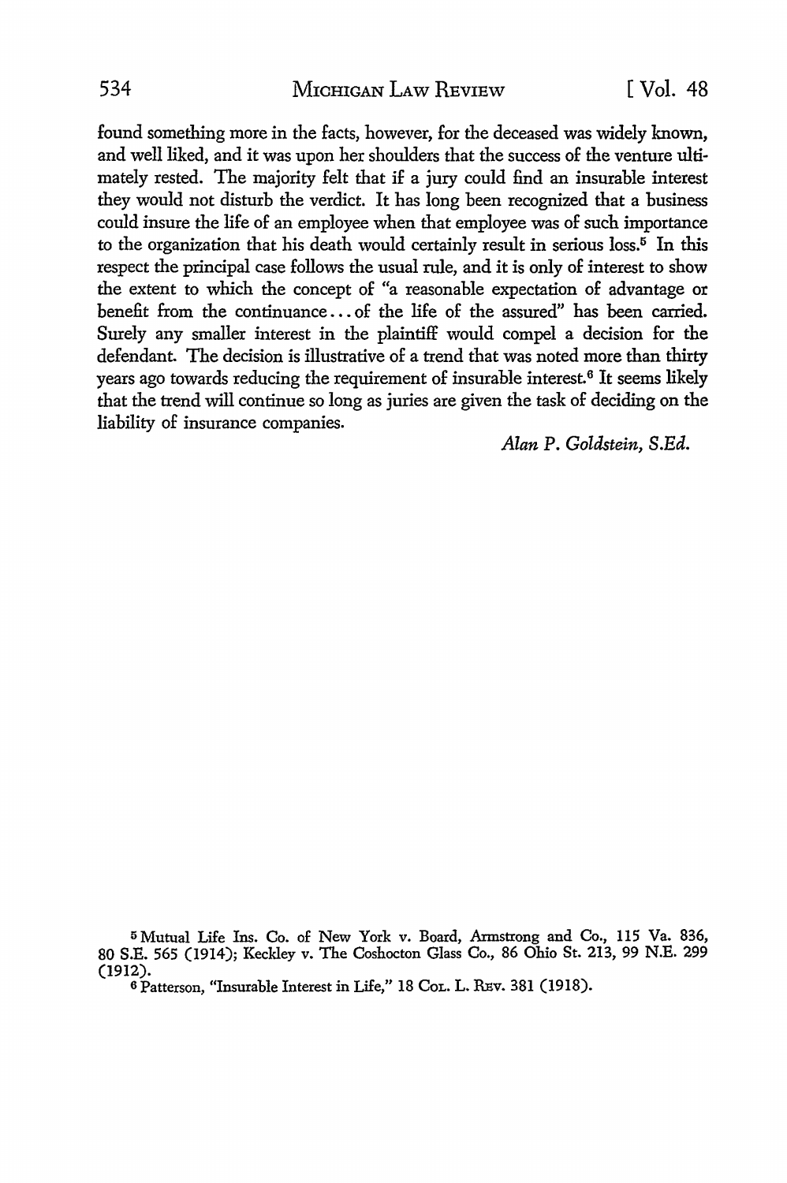found something more in the facts, however, for the deceased was widely known, and well liked, and it was upon her shoulders that the success of the venture ultimately rested. The majority felt that if a jury could find an insurable interest they would not disturb the verdict. It has long been recognized that a business could insure the life of an employee when that employee was of such importance to the organization that his death would certainly result in serious loss.[5] In this respect the principal case follows the usual rule, and it is only of interest to show the extent to which the concept of "a reasonable expectation of advantage or benefit from the continuance . . . of the life of the assured" has been carried. Surely any smaller interest in the plaintiff would compel a decision for the defendant. The decision is illustrative of a trend that was noted more than thirty years ago towards reducing the requirement of insurable interest.[6] It seems likely that the trend will continue so long as juries are given the task of deciding on the liability of insurance companies.

*Alan P. Goldstein, S.Ed.*

---

[5] Mutual Life Ins. Co. of New York v. Board, Armstrong and Co., 115 Va. 836, 80 S.E. 565 (1914); Keckley v. The Coshocton Glass Co., 86 Ohio St. 213, 99 N.E. 299 (1912).

[6] Patterson, "Insurable Interest in Life," 18 Col. L. Rev. 381 (1918).